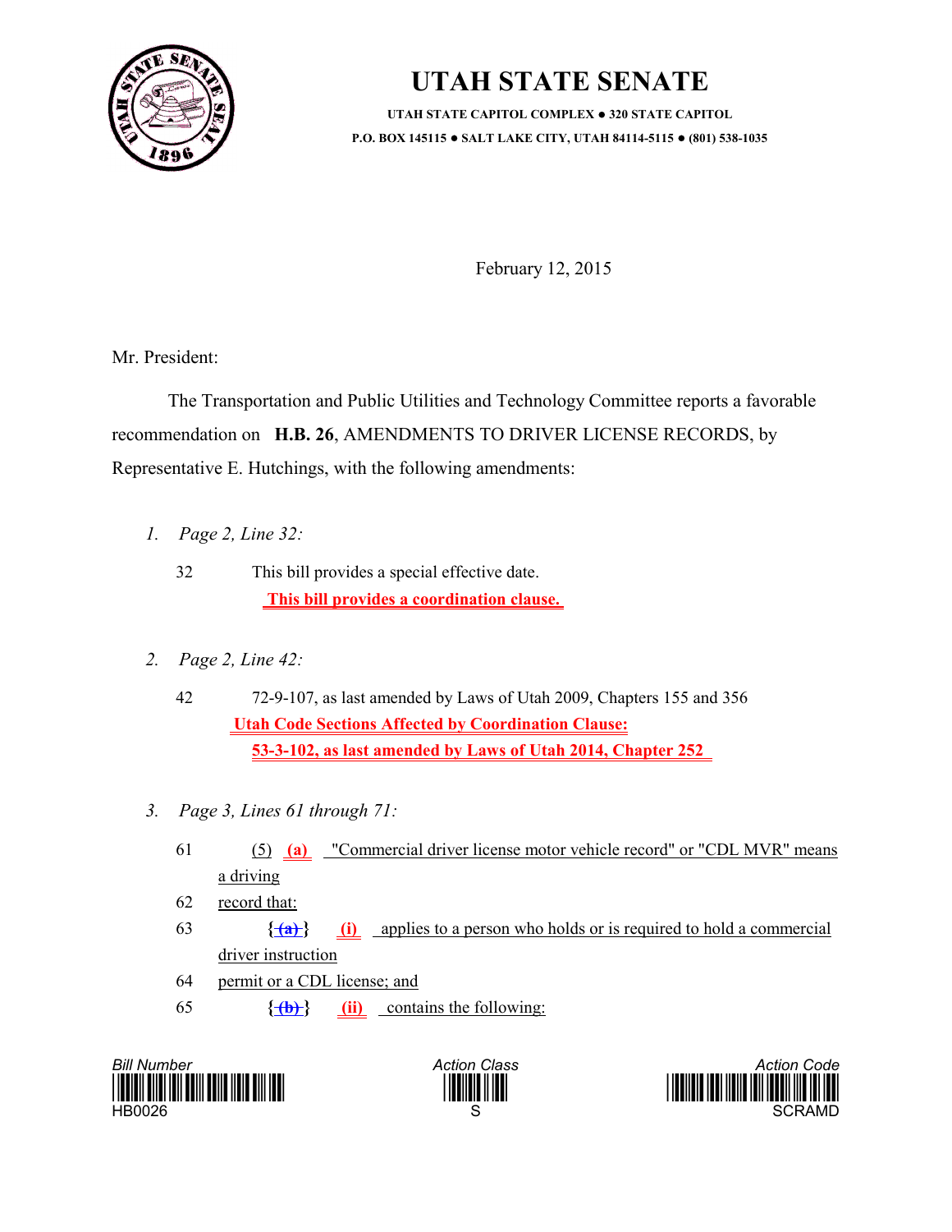# UTAH STATE SENATE

**UTAH STATE CAPITOL COMPLEX ● 320 STATE CAPITOL**
**P.O. BOX 145115 ● SALT LAKE CITY, UTAH 84114-5115 ● (801) 538-1035**

February 12, 2015

Mr. President:

The Transportation and Public Utilities and Technology Committee reports a favorable recommendation on **H.B. 26**, AMENDMENTS TO DRIVER LICENSE RECORDS, by Representative E. Hutchings, with the following amendments:

1. *Page 2, Line 32:*

   32 This bill provides a special effective date.
   **This bill provides a coordination clause.**

2. *Page 2, Line 42:*

   42 72-9-107, as last amended by Laws of Utah 2009, Chapters 155 and 356
   **Utah Code Sections Affected by Coordination Clause:**
   **53-3-102, as last amended by Laws of Utah 2014, Chapter 252**

3. *Page 3, Lines 61 through 71:*

   61 (5) **(a)** "Commercial driver license motor vehicle record" or "CDL MVR" means a driving
   62 record that:
   63 {(a)} **(i)** applies to a person who holds or is required to hold a commercial driver instruction
   64 permit or a CDL license; and
   65 {(b)} **(ii)** contains the following:

Bill Number HB0026 | Action Class S | Action Code SCRAMD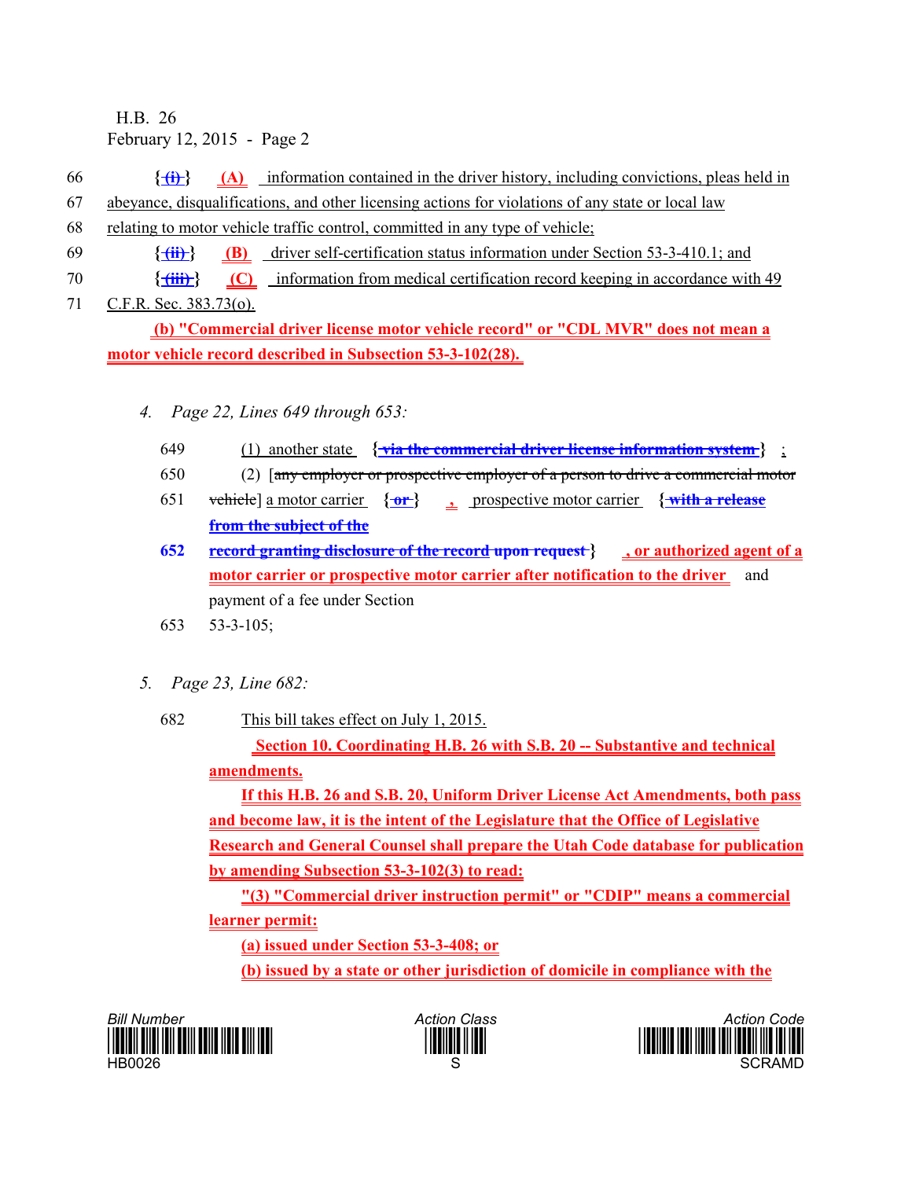H.B. 26
February 12, 2015 - Page 2

66 {~~(i)~~} (A) information contained in the driver history, including convictions, pleas held in

67 abeyance, disqualifications, and other licensing actions for violations of any state or local law

68 relating to motor vehicle traffic control, committed in any type of vehicle;

69 {~~(ii)~~} (B) driver self-certification status information under Section 53-3-410.1; and

70 {~~(iii)~~} (C) information from medical certification record keeping in accordance with 49

71 C.F.R. Sec. 383.73(o).

**(b) "Commercial driver license motor vehicle record" or "CDL MVR" does not mean a motor vehicle record described in Subsection 53-3-102(28).**

4. *Page 22, Lines 649 through 653:*

649 (1) another state {~~via the commercial driver license information system~~} ;

650 (2) [~~any employer or prospective employer of a person to drive a commercial motor~~

651 ~~vehicle~~] a motor carrier {~~or~~} , prospective motor carrier {~~with a release from the subject of the~~

652 ~~record granting disclosure of the record upon request~~} **, or authorized agent of a motor carrier or prospective motor carrier after notification to the driver** and payment of a fee under Section

653 53-3-105;

5. *Page 23, Line 682:*

682 This bill takes effect on July 1, 2015.

**Section 10. Coordinating H.B. 26 with S.B. 20 -- Substantive and technical amendments.**

**If this H.B. 26 and S.B. 20, Uniform Driver License Act Amendments, both pass and become law, it is the intent of the Legislature that the Office of Legislative Research and General Counsel shall prepare the Utah Code database for publication by amending Subsection 53-3-102(3) to read:**

**"(3) "Commercial driver instruction permit" or "CDIP" means a commercial learner permit:**

**(a) issued under Section 53-3-408; or**

**(b) issued by a state or other jurisdiction of domicile in compliance with the**

Bill Number HB0026 Action Class S Action Code SCRAMD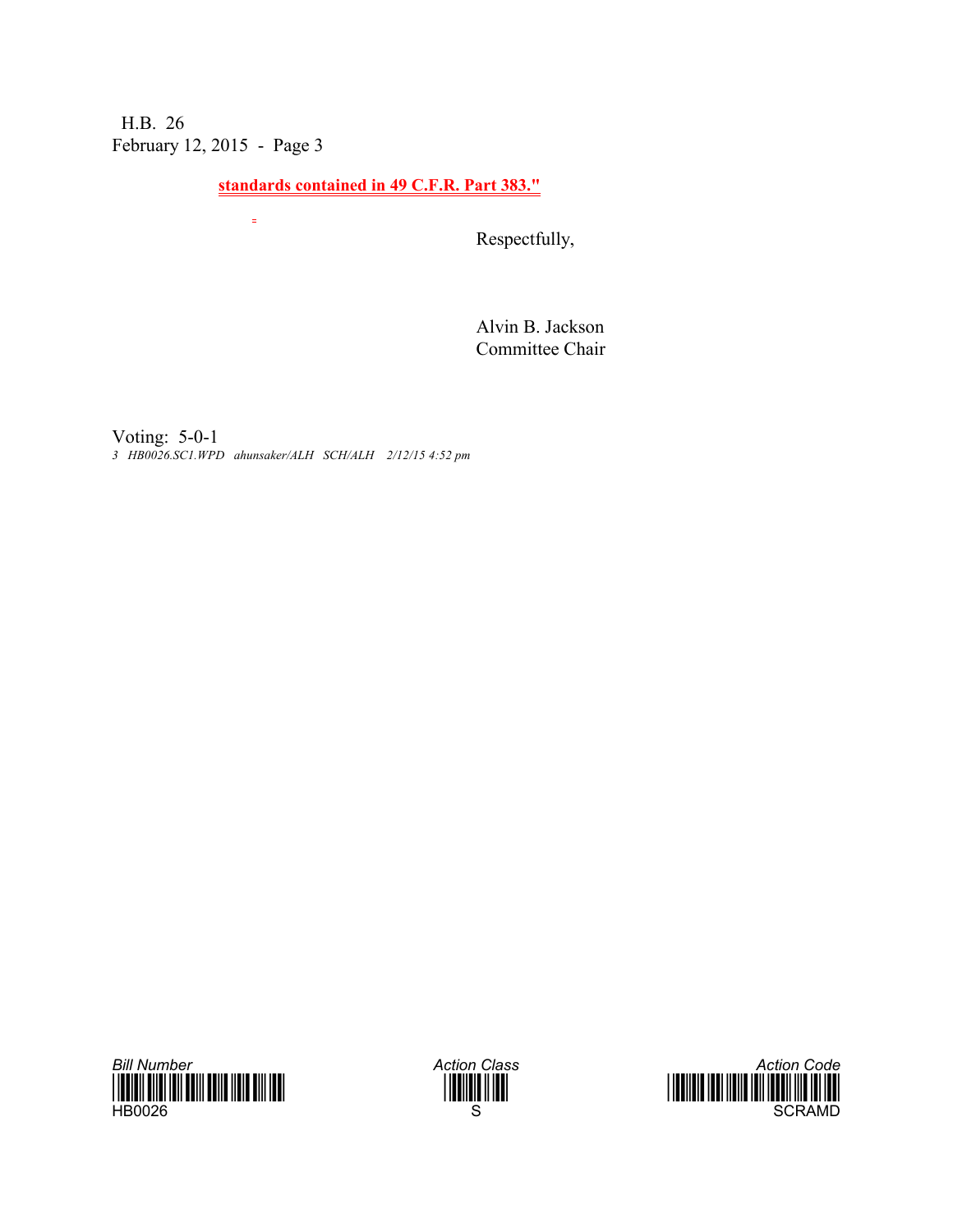**standards contained in 49 C.F.R. Part 383."**

Respectfully,

Alvin B. Jackson
Committee Chair

Voting: 5-0-1

*3 HB0026.SC1.WPD ahunsaker/ALH SCH/ALH 2/12/15 4:52 pm*

*Bill Number*
HB0026

*Action Class*
S

*Action Code*
SCRAMD